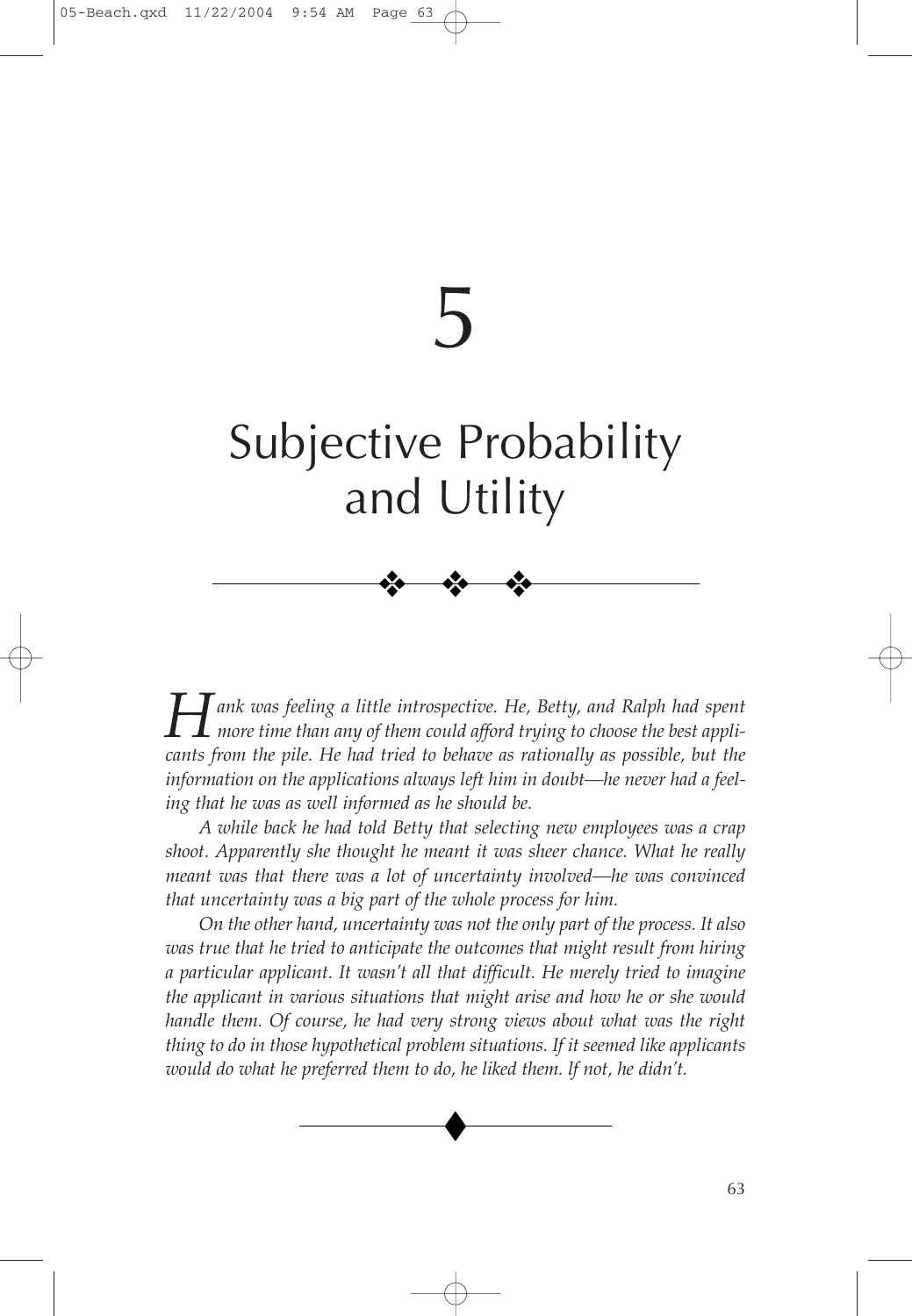# 5

# Subjective Probability and Utility

*Hank was feeling a little introspective. He, Betty, and Ralph had spent more time than any of them could afford trying to choose the best applicants from the pile. He had tried to behave as rationally as possible, but the information on the applications always left him in doubt—he never had a feeling that he was as well informed as he should be.*

*A while back he had told Betty that selecting new employees was a crap shoot. Apparently she thought he meant it was sheer chance. What he really meant was that there was a lot of uncertainty involved—he was convinced that uncertainty was a big part of the whole process for him.*

*On the other hand, uncertainty was not the only part of the process. It also was true that he tried to anticipate the outcomes that might result from hiring a particular applicant. It wasn't all that difficult. He merely tried to imagine the applicant in various situations that might arise and how he or she would handle them. Of course, he had very strong views about what was the right thing to do in those hypothetical problem situations. If it seemed like applicants would do what he preferred them to do, he liked them. If not, he didn't.*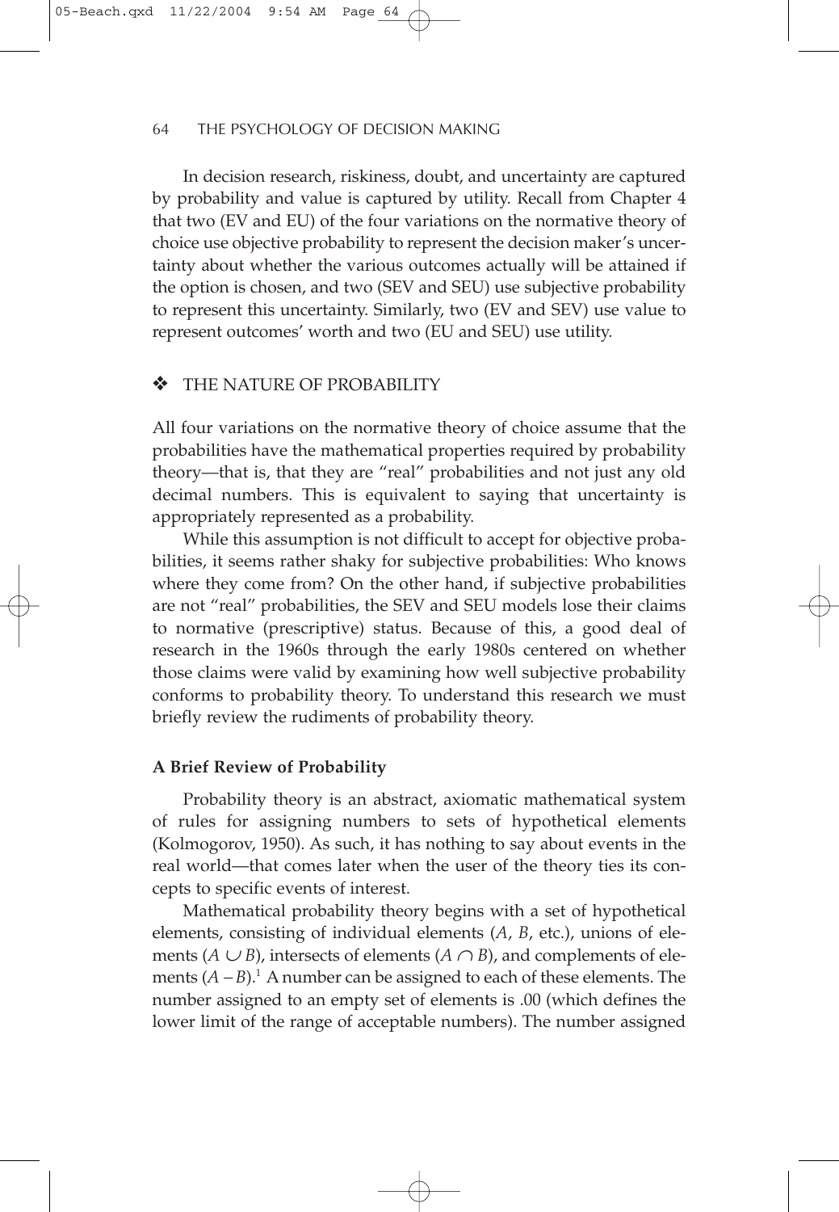In decision research, riskiness, doubt, and uncertainty are captured by probability and value is captured by utility. Recall from Chapter 4 that two (EV and EU) of the four variations on the normative theory of choice use objective probability to represent the decision maker's uncertainty about whether the various outcomes actually will be attained if the option is chosen, and two (SEV and SEU) use subjective probability to represent this uncertainty. Similarly, two (EV and SEV) use value to represent outcomes' worth and two (EU and SEU) use utility.

## ❖ THE NATURE OF PROBABILITY

All four variations on the normative theory of choice assume that the probabilities have the mathematical properties required by probability theory—that is, that they are "real" probabilities and not just any old decimal numbers. This is equivalent to saying that uncertainty is appropriately represented as a probability.

While this assumption is not difficult to accept for objective probabilities, it seems rather shaky for subjective probabilities: Who knows where they come from? On the other hand, if subjective probabilities are not "real" probabilities, the SEV and SEU models lose their claims to normative (prescriptive) status. Because of this, a good deal of research in the 1960s through the early 1980s centered on whether those claims were valid by examining how well subjective probability conforms to probability theory. To understand this research we must briefly review the rudiments of probability theory.

### A Brief Review of Probability

Probability theory is an abstract, axiomatic mathematical system of rules for assigning numbers to sets of hypothetical elements (Kolmogorov, 1950). As such, it has nothing to say about events in the real world—that comes later when the user of the theory ties its concepts to specific events of interest.

Mathematical probability theory begins with a set of hypothetical elements, consisting of individual elements ($A$, $B$, etc.), unions of elements ($A \cup B$), intersects of elements ($A \cap B$), and complements of elements ($A - B$).[1] A number can be assigned to each of these elements. The number assigned to an empty set of elements is .00 (which defines the lower limit of the range of acceptable numbers). The number assigned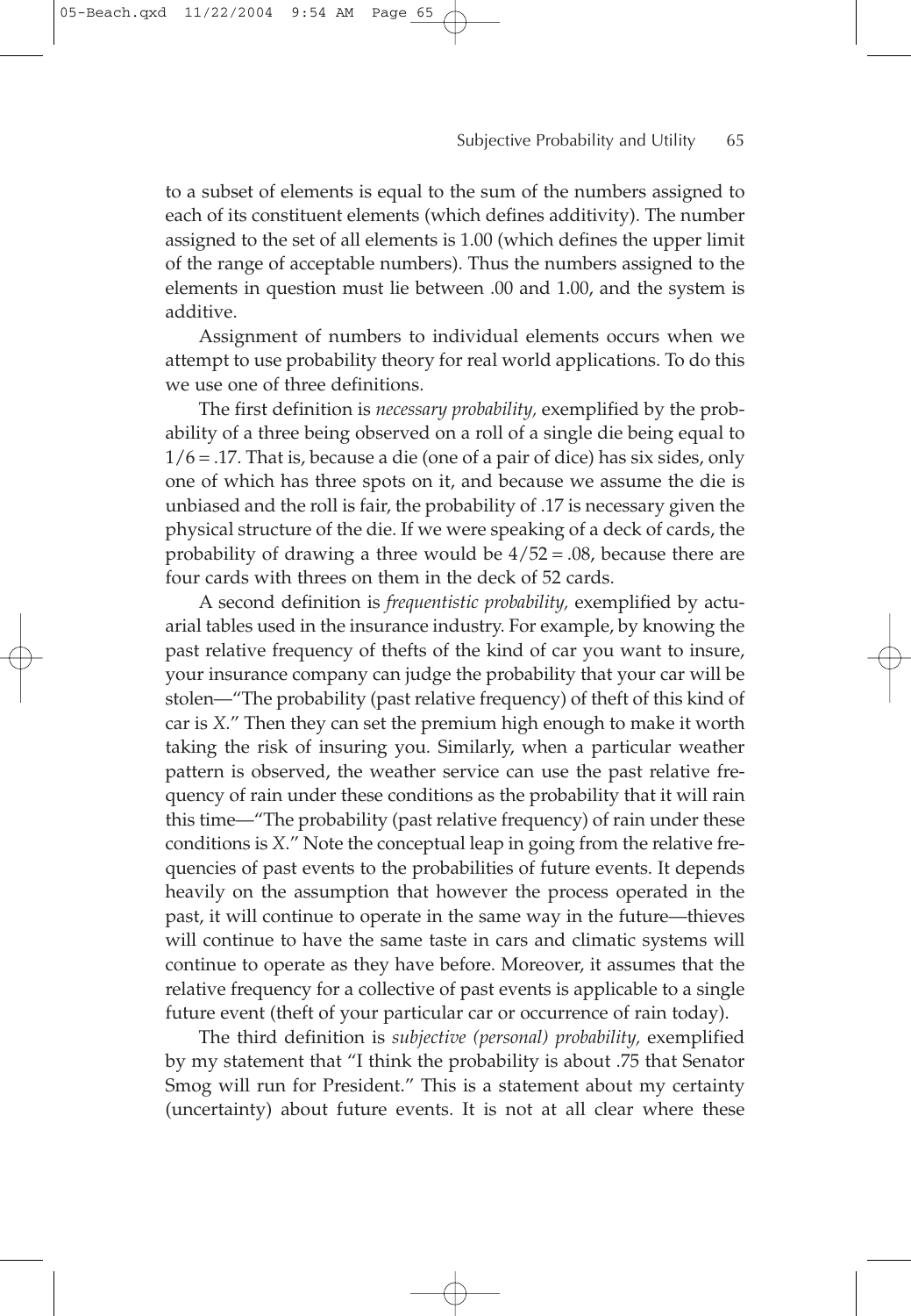to a subset of elements is equal to the sum of the numbers assigned to each of its constituent elements (which defines additivity). The number assigned to the set of all elements is 1.00 (which defines the upper limit of the range of acceptable numbers). Thus the numbers assigned to the elements in question must lie between .00 and 1.00, and the system is additive.

Assignment of numbers to individual elements occurs when we attempt to use probability theory for real world applications. To do this we use one of three definitions.

The first definition is *necessary probability,* exemplified by the probability of a three being observed on a roll of a single die being equal to $1/6 = .17$. That is, because a die (one of a pair of dice) has six sides, only one of which has three spots on it, and because we assume the die is unbiased and the roll is fair, the probability of .17 is necessary given the physical structure of the die. If we were speaking of a deck of cards, the probability of drawing a three would be $4/52 = .08$, because there are four cards with threes on them in the deck of 52 cards.

A second definition is *frequentistic probability,* exemplified by actuarial tables used in the insurance industry. For example, by knowing the past relative frequency of thefts of the kind of car you want to insure, your insurance company can judge the probability that your car will be stolen—"The probability (past relative frequency) of theft of this kind of car is *X*." Then they can set the premium high enough to make it worth taking the risk of insuring you. Similarly, when a particular weather pattern is observed, the weather service can use the past relative frequency of rain under these conditions as the probability that it will rain this time—"The probability (past relative frequency) of rain under these conditions is *X*." Note the conceptual leap in going from the relative frequencies of past events to the probabilities of future events. It depends heavily on the assumption that however the process operated in the past, it will continue to operate in the same way in the future—thieves will continue to have the same taste in cars and climatic systems will continue to operate as they have before. Moreover, it assumes that the relative frequency for a collective of past events is applicable to a single future event (theft of your particular car or occurrence of rain today).

The third definition is *subjective (personal) probability,* exemplified by my statement that "I think the probability is about .75 that Senator Smog will run for President." This is a statement about my certainty (uncertainty) about future events. It is not at all clear where these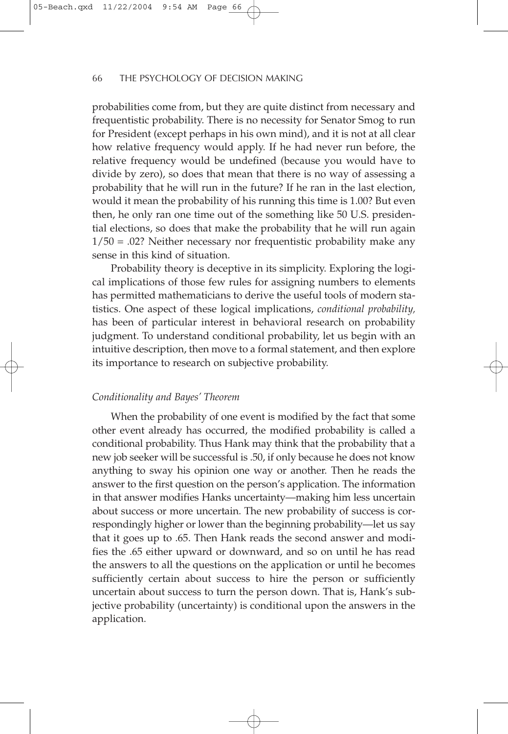probabilities come from, but they are quite distinct from necessary and frequentistic probability. There is no necessity for Senator Smog to run for President (except perhaps in his own mind), and it is not at all clear how relative frequency would apply. If he had never run before, the relative frequency would be undefined (because you would have to divide by zero), so does that mean that there is no way of assessing a probability that he will run in the future? If he ran in the last election, would it mean the probability of his running this time is 1.00? But even then, he only ran one time out of the something like 50 U.S. presidential elections, so does that make the probability that he will run again $1/50 = .02$? Neither necessary nor frequentistic probability make any sense in this kind of situation.

Probability theory is deceptive in its simplicity. Exploring the logical implications of those few rules for assigning numbers to elements has permitted mathematicians to derive the useful tools of modern statistics. One aspect of these logical implications, *conditional probability,* has been of particular interest in behavioral research on probability judgment. To understand conditional probability, let us begin with an intuitive description, then move to a formal statement, and then explore its importance to research on subjective probability.

### *Conditionality and Bayes' Theorem*

When the probability of one event is modified by the fact that some other event already has occurred, the modified probability is called a conditional probability. Thus Hank may think that the probability that a new job seeker will be successful is .50, if only because he does not know anything to sway his opinion one way or another. Then he reads the answer to the first question on the person's application. The information in that answer modifies Hanks uncertainty—making him less uncertain about success or more uncertain. The new probability of success is correspondingly higher or lower than the beginning probability—let us say that it goes up to .65. Then Hank reads the second answer and modifies the .65 either upward or downward, and so on until he has read the answers to all the questions on the application or until he becomes sufficiently certain about success to hire the person or sufficiently uncertain about success to turn the person down. That is, Hank's subjective probability (uncertainty) is conditional upon the answers in the application.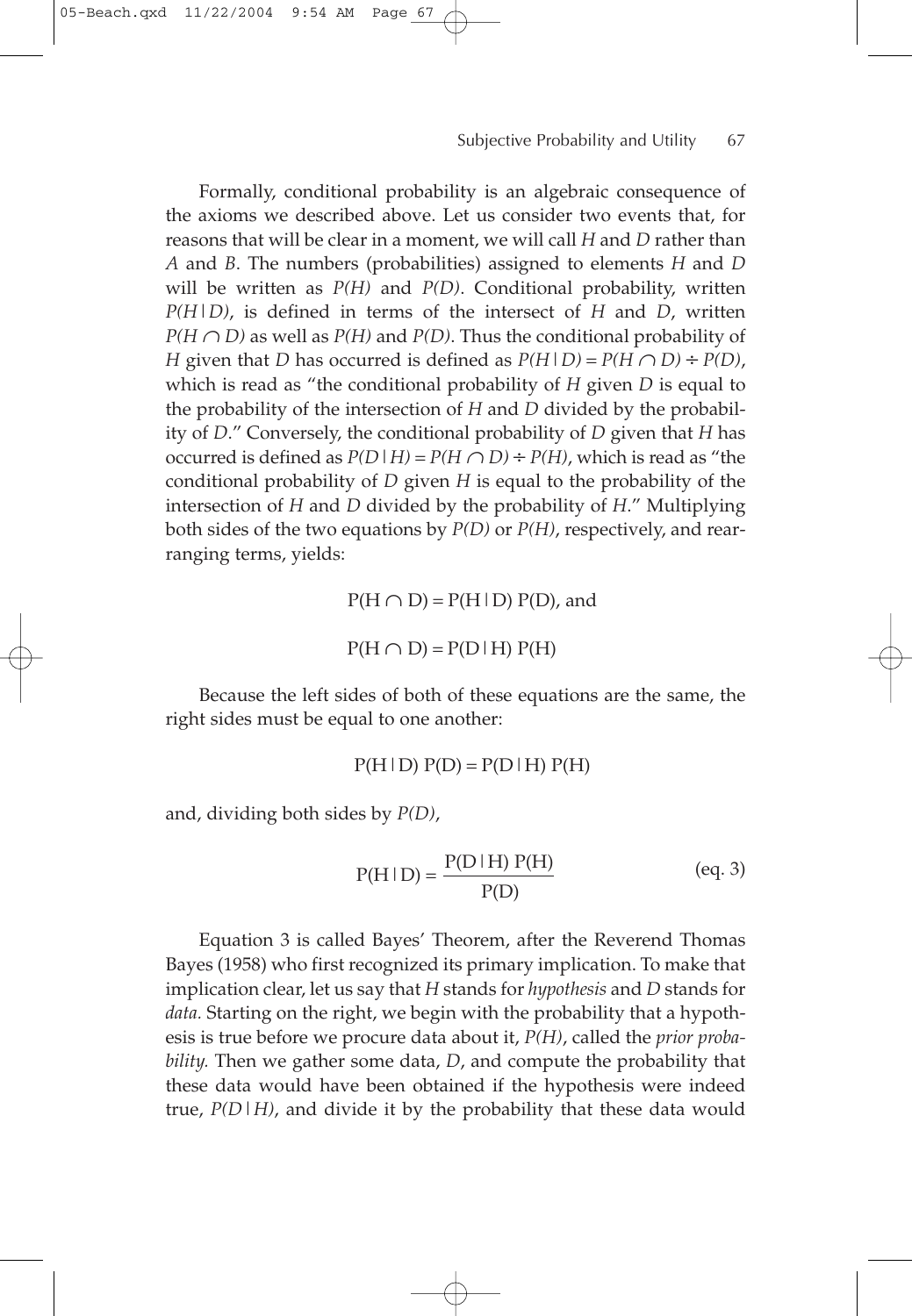Formally, conditional probability is an algebraic consequence of the axioms we described above. Let us consider two events that, for reasons that will be clear in a moment, we will call $H$ and $D$ rather than $A$ and $B$. The numbers (probabilities) assigned to elements $H$ and $D$ will be written as $P(H)$ and $P(D)$. Conditional probability, written $P(H|D)$, is defined in terms of the intersect of $H$ and $D$, written $P(H \cap D)$ as well as $P(H)$ and $P(D)$. Thus the conditional probability of $H$ given that $D$ has occurred is defined as $P(H|D) = P(H \cap D) \div P(D)$, which is read as "the conditional probability of $H$ given $D$ is equal to the probability of the intersection of $H$ and $D$ divided by the probability of $D$." Conversely, the conditional probability of $D$ given that $H$ has occurred is defined as $P(D|H) = P(H \cap D) \div P(H)$, which is read as "the conditional probability of $D$ given $H$ is equal to the probability of the intersection of $H$ and $D$ divided by the probability of $H$." Multiplying both sides of the two equations by $P(D)$ or $P(H)$, respectively, and rearranging terms, yields:

$$P(H \cap D) = P(H|D)\, P(D), \text{ and}$$

$$P(H \cap D) = P(D|H)\, P(H)$$

Because the left sides of both of these equations are the same, the right sides must be equal to one another:

$$P(H|D)\, P(D) = P(D|H)\, P(H)$$

and, dividing both sides by $P(D)$,

$$P(H|D) = \frac{P(D|H)\, P(H)}{P(D)} \qquad \text{(eq. 3)}$$

Equation 3 is called Bayes' Theorem, after the Reverend Thomas Bayes (1958) who first recognized its primary implication. To make that implication clear, let us say that $H$ stands for *hypothesis* and $D$ stands for *data.* Starting on the right, we begin with the probability that a hypothesis is true before we procure data about it, $P(H)$, called the *prior probability.* Then we gather some data, $D$, and compute the probability that these data would have been obtained if the hypothesis were indeed true, $P(D|H)$, and divide it by the probability that these data would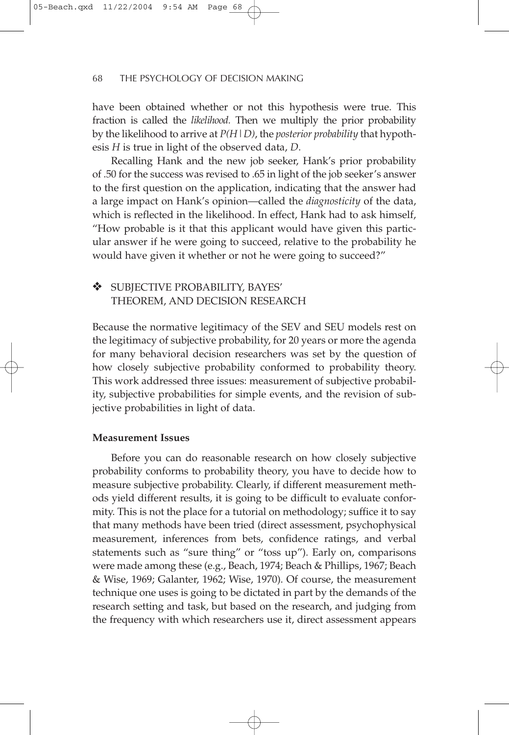have been obtained whether or not this hypothesis were true. This fraction is called the *likelihood.* Then we multiply the prior probability by the likelihood to arrive at $P(H|D)$, the *posterior probability* that hypothesis $H$ is true in light of the observed data, $D$.

Recalling Hank and the new job seeker, Hank's prior probability of .50 for the success was revised to .65 in light of the job seeker's answer to the first question on the application, indicating that the answer had a large impact on Hank's opinion—called the *diagnosticity* of the data, which is reflected in the likelihood. In effect, Hank had to ask himself, "How probable is it that this applicant would have given this particular answer if he were going to succeed, relative to the probability he would have given it whether or not he were going to succeed?"

## ❖ SUBJECTIVE PROBABILITY, BAYES' THEOREM, AND DECISION RESEARCH

Because the normative legitimacy of the SEV and SEU models rest on the legitimacy of subjective probability, for 20 years or more the agenda for many behavioral decision researchers was set by the question of how closely subjective probability conformed to probability theory. This work addressed three issues: measurement of subjective probability, subjective probabilities for simple events, and the revision of subjective probabilities in light of data.

### Measurement Issues

Before you can do reasonable research on how closely subjective probability conforms to probability theory, you have to decide how to measure subjective probability. Clearly, if different measurement methods yield different results, it is going to be difficult to evaluate conformity. This is not the place for a tutorial on methodology; suffice it to say that many methods have been tried (direct assessment, psychophysical measurement, inferences from bets, confidence ratings, and verbal statements such as "sure thing" or "toss up"). Early on, comparisons were made among these (e.g., Beach, 1974; Beach & Phillips, 1967; Beach & Wise, 1969; Galanter, 1962; Wise, 1970). Of course, the measurement technique one uses is going to be dictated in part by the demands of the research setting and task, but based on the research, and judging from the frequency with which researchers use it, direct assessment appears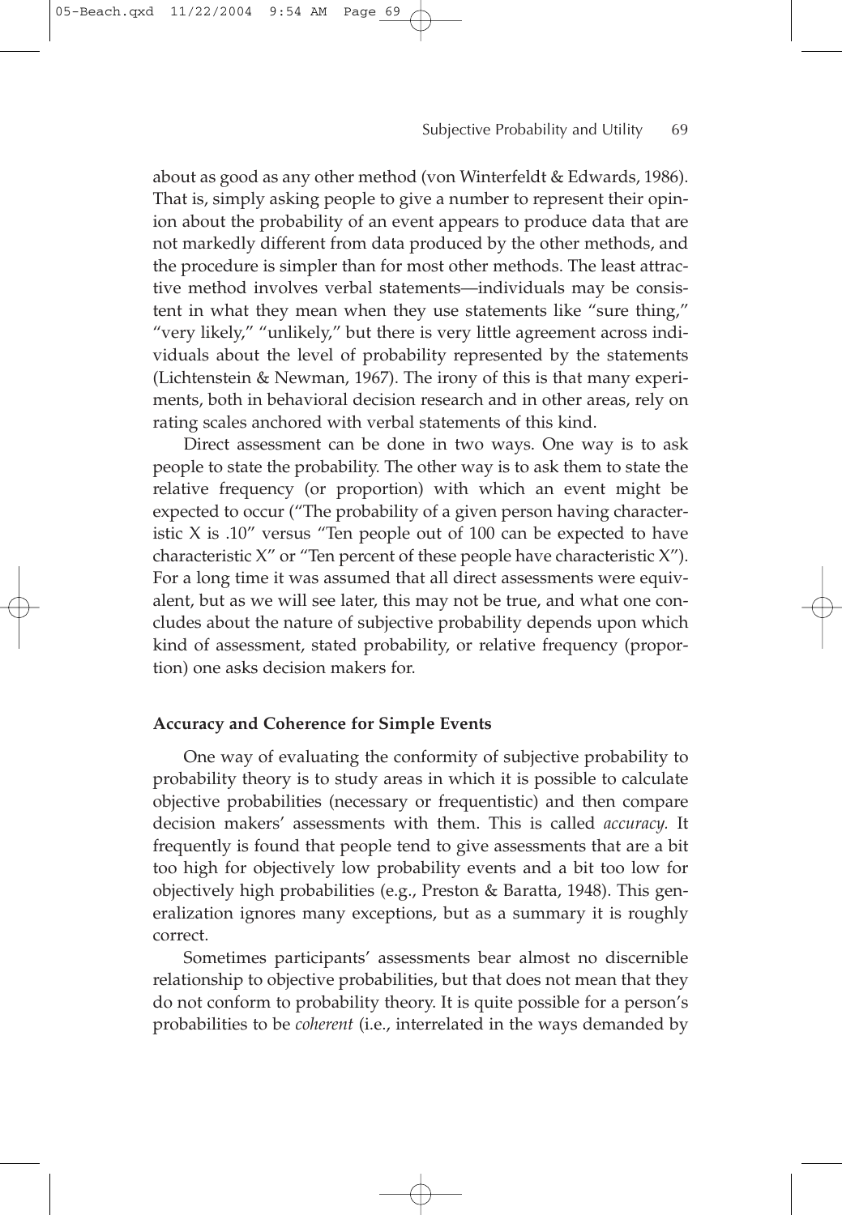about as good as any other method (von Winterfeldt & Edwards, 1986). That is, simply asking people to give a number to represent their opinion about the probability of an event appears to produce data that are not markedly different from data produced by the other methods, and the procedure is simpler than for most other methods. The least attractive method involves verbal statements—individuals may be consistent in what they mean when they use statements like "sure thing," "very likely," "unlikely," but there is very little agreement across individuals about the level of probability represented by the statements (Lichtenstein & Newman, 1967). The irony of this is that many experiments, both in behavioral decision research and in other areas, rely on rating scales anchored with verbal statements of this kind.

Direct assessment can be done in two ways. One way is to ask people to state the probability. The other way is to ask them to state the relative frequency (or proportion) with which an event might be expected to occur ("The probability of a given person having characteristic X is .10" versus "Ten people out of 100 can be expected to have characteristic X" or "Ten percent of these people have characteristic X"). For a long time it was assumed that all direct assessments were equivalent, but as we will see later, this may not be true, and what one concludes about the nature of subjective probability depends upon which kind of assessment, stated probability, or relative frequency (proportion) one asks decision makers for.

**Accuracy and Coherence for Simple Events**

One way of evaluating the conformity of subjective probability to probability theory is to study areas in which it is possible to calculate objective probabilities (necessary or frequentistic) and then compare decision makers' assessments with them. This is called *accuracy.* It frequently is found that people tend to give assessments that are a bit too high for objectively low probability events and a bit too low for objectively high probabilities (e.g., Preston & Baratta, 1948). This generalization ignores many exceptions, but as a summary it is roughly correct.

Sometimes participants' assessments bear almost no discernible relationship to objective probabilities, but that does not mean that they do not conform to probability theory. It is quite possible for a person's probabilities to be *coherent* (i.e., interrelated in the ways demanded by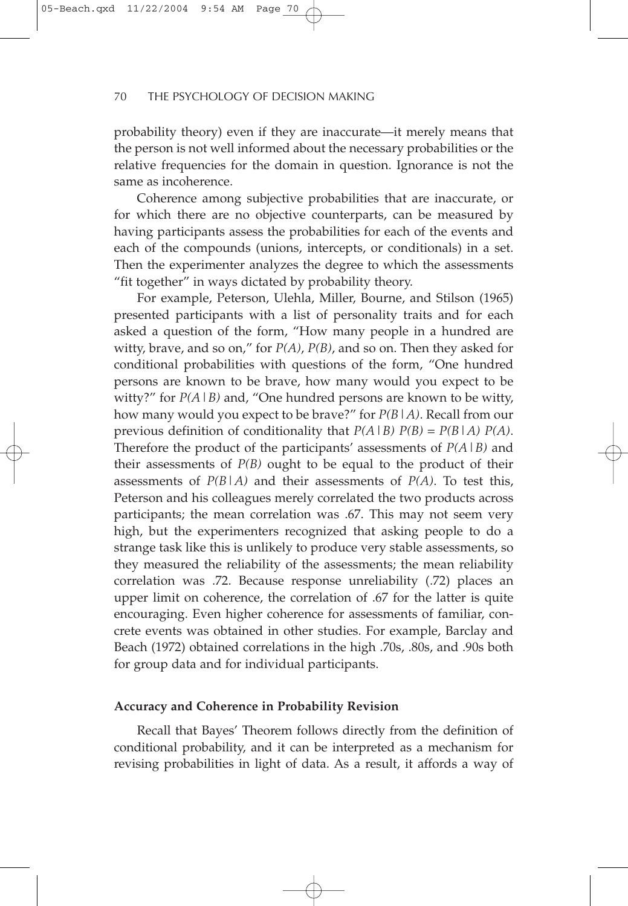probability theory) even if they are inaccurate—it merely means that the person is not well informed about the necessary probabilities or the relative frequencies for the domain in question. Ignorance is not the same as incoherence.

Coherence among subjective probabilities that are inaccurate, or for which there are no objective counterparts, can be measured by having participants assess the probabilities for each of the events and each of the compounds (unions, intercepts, or conditionals) in a set. Then the experimenter analyzes the degree to which the assessments "fit together" in ways dictated by probability theory.

For example, Peterson, Ulehla, Miller, Bourne, and Stilson (1965) presented participants with a list of personality traits and for each asked a question of the form, "How many people in a hundred are witty, brave, and so on," for $P(A)$, $P(B)$, and so on. Then they asked for conditional probabilities with questions of the form, "One hundred persons are known to be brave, how many would you expect to be witty?" for $P(A|B)$ and, "One hundred persons are known to be witty, how many would you expect to be brave?" for $P(B|A)$. Recall from our previous definition of conditionality that $P(A|B)\ P(B) = P(B|A)\ P(A)$. Therefore the product of the participants' assessments of $P(A|B)$ and their assessments of $P(B)$ ought to be equal to the product of their assessments of $P(B|A)$ and their assessments of $P(A)$. To test this, Peterson and his colleagues merely correlated the two products across participants; the mean correlation was .67. This may not seem very high, but the experimenters recognized that asking people to do a strange task like this is unlikely to produce very stable assessments, so they measured the reliability of the assessments; the mean reliability correlation was .72. Because response unreliability (.72) places an upper limit on coherence, the correlation of .67 for the latter is quite encouraging. Even higher coherence for assessments of familiar, concrete events was obtained in other studies. For example, Barclay and Beach (1972) obtained correlations in the high .70s, .80s, and .90s both for group data and for individual participants.

### Accuracy and Coherence in Probability Revision

Recall that Bayes' Theorem follows directly from the definition of conditional probability, and it can be interpreted as a mechanism for revising probabilities in light of data. As a result, it affords a way of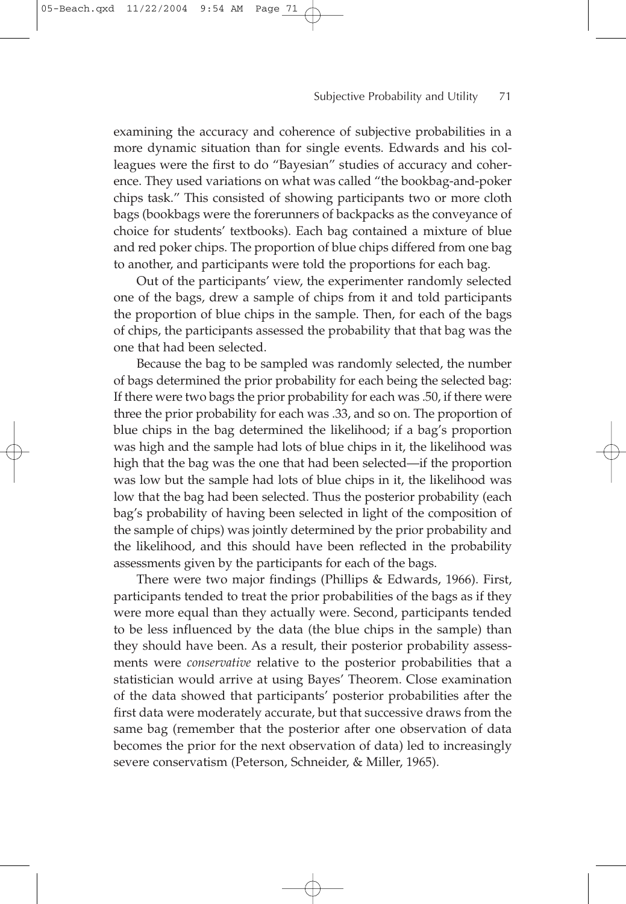examining the accuracy and coherence of subjective probabilities in a more dynamic situation than for single events. Edwards and his colleagues were the first to do "Bayesian" studies of accuracy and coherence. They used variations on what was called "the bookbag-and-poker chips task." This consisted of showing participants two or more cloth bags (bookbags were the forerunners of backpacks as the conveyance of choice for students' textbooks). Each bag contained a mixture of blue and red poker chips. The proportion of blue chips differed from one bag to another, and participants were told the proportions for each bag.

Out of the participants' view, the experimenter randomly selected one of the bags, drew a sample of chips from it and told participants the proportion of blue chips in the sample. Then, for each of the bags of chips, the participants assessed the probability that that bag was the one that had been selected.

Because the bag to be sampled was randomly selected, the number of bags determined the prior probability for each being the selected bag: If there were two bags the prior probability for each was .50, if there were three the prior probability for each was .33, and so on. The proportion of blue chips in the bag determined the likelihood; if a bag's proportion was high and the sample had lots of blue chips in it, the likelihood was high that the bag was the one that had been selected—if the proportion was low but the sample had lots of blue chips in it, the likelihood was low that the bag had been selected. Thus the posterior probability (each bag's probability of having been selected in light of the composition of the sample of chips) was jointly determined by the prior probability and the likelihood, and this should have been reflected in the probability assessments given by the participants for each of the bags.

There were two major findings (Phillips & Edwards, 1966). First, participants tended to treat the prior probabilities of the bags as if they were more equal than they actually were. Second, participants tended to be less influenced by the data (the blue chips in the sample) than they should have been. As a result, their posterior probability assessments were *conservative* relative to the posterior probabilities that a statistician would arrive at using Bayes' Theorem. Close examination of the data showed that participants' posterior probabilities after the first data were moderately accurate, but that successive draws from the same bag (remember that the posterior after one observation of data becomes the prior for the next observation of data) led to increasingly severe conservatism (Peterson, Schneider, & Miller, 1965).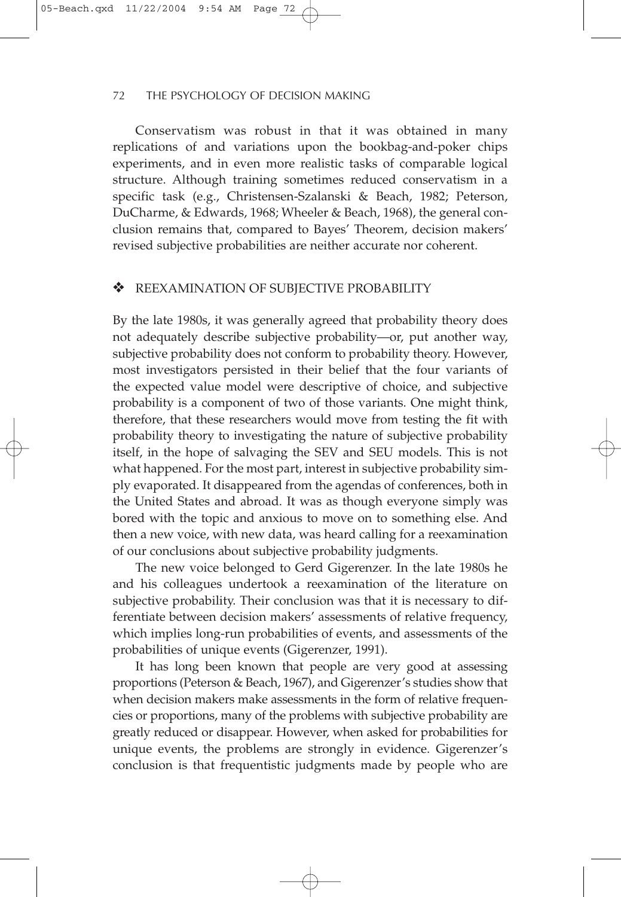Conservatism was robust in that it was obtained in many replications of and variations upon the bookbag-and-poker chips experiments, and in even more realistic tasks of comparable logical structure. Although training sometimes reduced conservatism in a specific task (e.g., Christensen-Szalanski & Beach, 1982; Peterson, DuCharme, & Edwards, 1968; Wheeler & Beach, 1968), the general conclusion remains that, compared to Bayes' Theorem, decision makers' revised subjective probabilities are neither accurate nor coherent.

## ❖ REEXAMINATION OF SUBJECTIVE PROBABILITY

By the late 1980s, it was generally agreed that probability theory does not adequately describe subjective probability—or, put another way, subjective probability does not conform to probability theory. However, most investigators persisted in their belief that the four variants of the expected value model were descriptive of choice, and subjective probability is a component of two of those variants. One might think, therefore, that these researchers would move from testing the fit with probability theory to investigating the nature of subjective probability itself, in the hope of salvaging the SEV and SEU models. This is not what happened. For the most part, interest in subjective probability simply evaporated. It disappeared from the agendas of conferences, both in the United States and abroad. It was as though everyone simply was bored with the topic and anxious to move on to something else. And then a new voice, with new data, was heard calling for a reexamination of our conclusions about subjective probability judgments.

The new voice belonged to Gerd Gigerenzer. In the late 1980s he and his colleagues undertook a reexamination of the literature on subjective probability. Their conclusion was that it is necessary to differentiate between decision makers' assessments of relative frequency, which implies long-run probabilities of events, and assessments of the probabilities of unique events (Gigerenzer, 1991).

It has long been known that people are very good at assessing proportions (Peterson & Beach, 1967), and Gigerenzer's studies show that when decision makers make assessments in the form of relative frequencies or proportions, many of the problems with subjective probability are greatly reduced or disappear. However, when asked for probabilities for unique events, the problems are strongly in evidence. Gigerenzer's conclusion is that frequentistic judgments made by people who are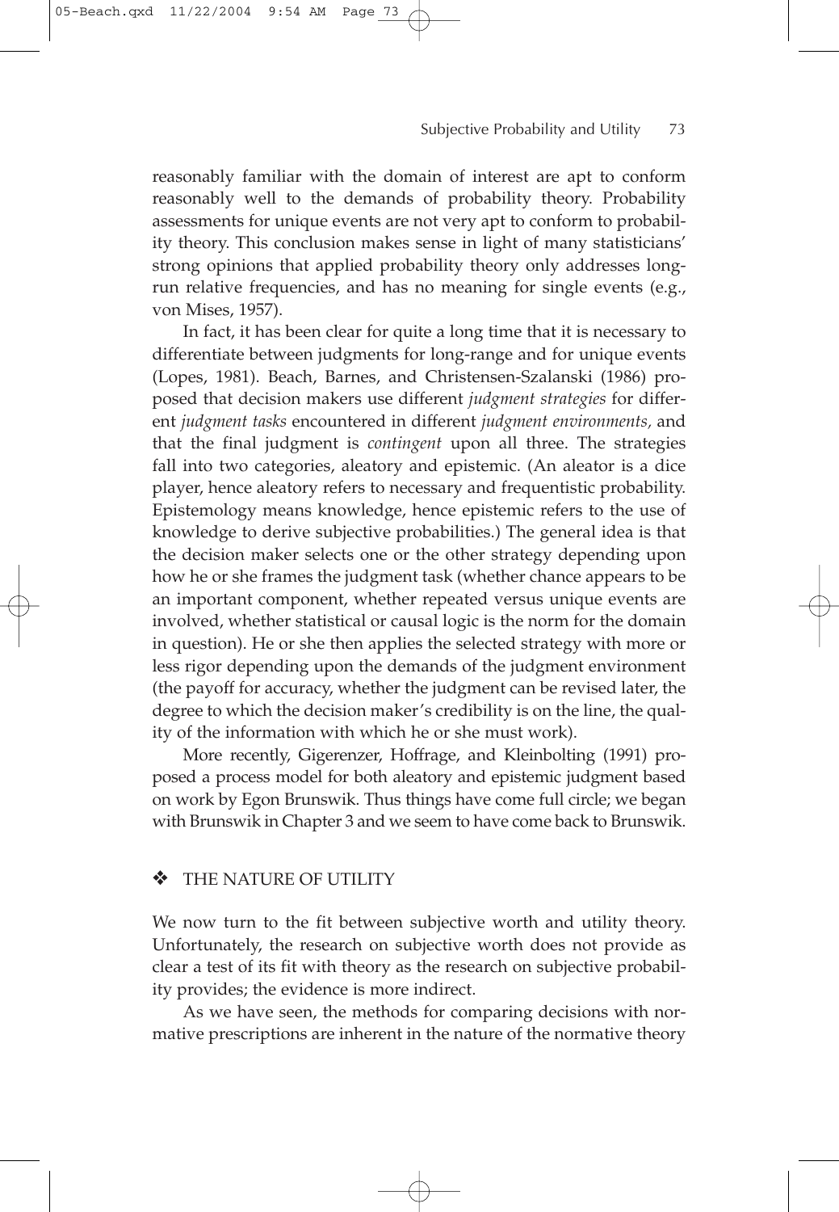reasonably familiar with the domain of interest are apt to conform reasonably well to the demands of probability theory. Probability assessments for unique events are not very apt to conform to probability theory. This conclusion makes sense in light of many statisticians' strong opinions that applied probability theory only addresses long-run relative frequencies, and has no meaning for single events (e.g., von Mises, 1957).

In fact, it has been clear for quite a long time that it is necessary to differentiate between judgments for long-range and for unique events (Lopes, 1981). Beach, Barnes, and Christensen-Szalanski (1986) proposed that decision makers use different *judgment strategies* for different *judgment tasks* encountered in different *judgment environments,* and that the final judgment is *contingent* upon all three. The strategies fall into two categories, aleatory and epistemic. (An aleator is a dice player, hence aleatory refers to necessary and frequentistic probability. Epistemology means knowledge, hence epistemic refers to the use of knowledge to derive subjective probabilities.) The general idea is that the decision maker selects one or the other strategy depending upon how he or she frames the judgment task (whether chance appears to be an important component, whether repeated versus unique events are involved, whether statistical or causal logic is the norm for the domain in question). He or she then applies the selected strategy with more or less rigor depending upon the demands of the judgment environment (the payoff for accuracy, whether the judgment can be revised later, the degree to which the decision maker's credibility is on the line, the quality of the information with which he or she must work).

More recently, Gigerenzer, Hoffrage, and Kleinbolting (1991) proposed a process model for both aleatory and epistemic judgment based on work by Egon Brunswik. Thus things have come full circle; we began with Brunswik in Chapter 3 and we seem to have come back to Brunswik.

## ❖ THE NATURE OF UTILITY

We now turn to the fit between subjective worth and utility theory. Unfortunately, the research on subjective worth does not provide as clear a test of its fit with theory as the research on subjective probability provides; the evidence is more indirect.

As we have seen, the methods for comparing decisions with normative prescriptions are inherent in the nature of the normative theory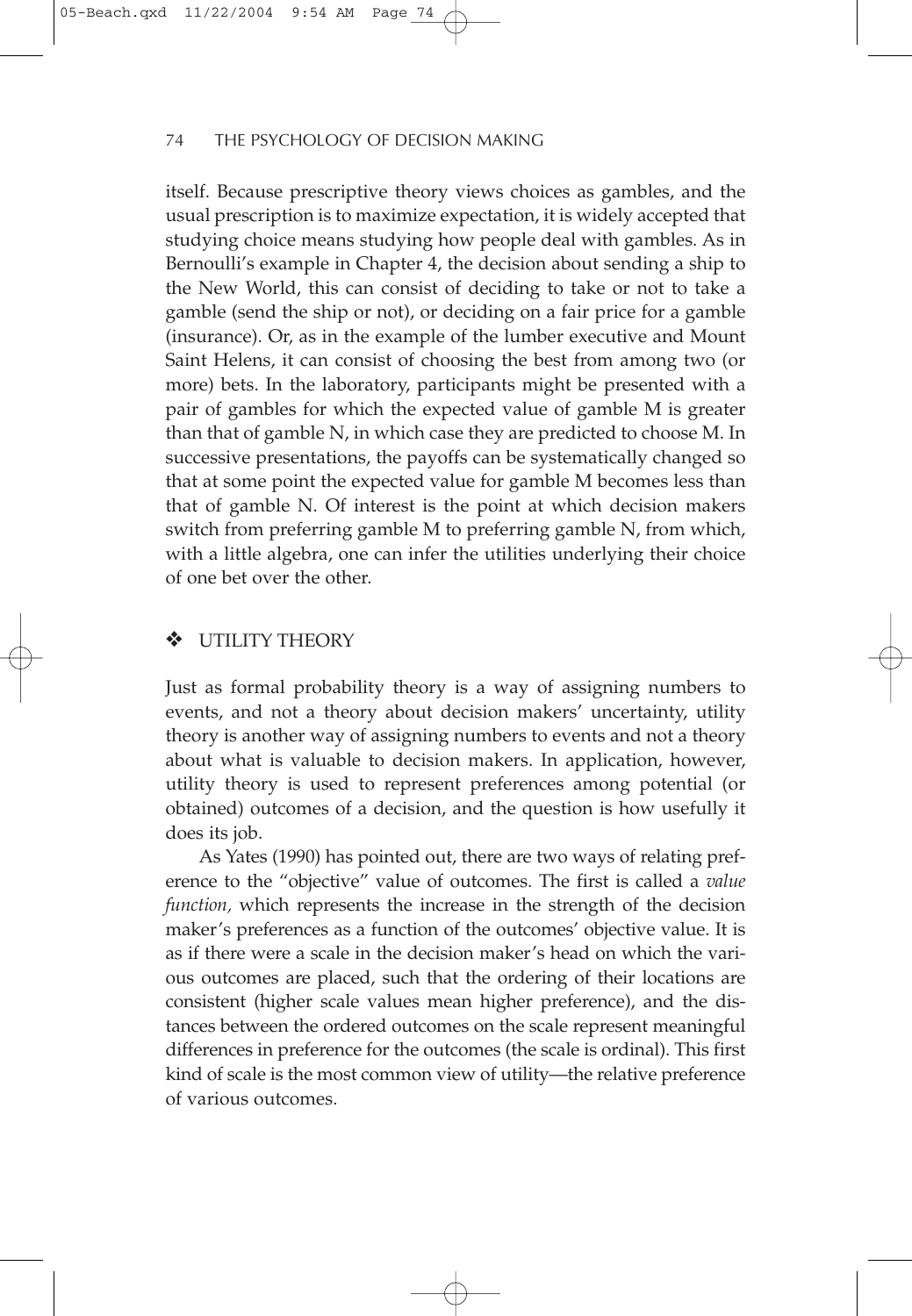itself. Because prescriptive theory views choices as gambles, and the usual prescription is to maximize expectation, it is widely accepted that studying choice means studying how people deal with gambles. As in Bernoulli's example in Chapter 4, the decision about sending a ship to the New World, this can consist of deciding to take or not to take a gamble (send the ship or not), or deciding on a fair price for a gamble (insurance). Or, as in the example of the lumber executive and Mount Saint Helens, it can consist of choosing the best from among two (or more) bets. In the laboratory, participants might be presented with a pair of gambles for which the expected value of gamble M is greater than that of gamble N, in which case they are predicted to choose M. In successive presentations, the payoffs can be systematically changed so that at some point the expected value for gamble M becomes less than that of gamble N. Of interest is the point at which decision makers switch from preferring gamble M to preferring gamble N, from which, with a little algebra, one can infer the utilities underlying their choice of one bet over the other.

## ❖ UTILITY THEORY

Just as formal probability theory is a way of assigning numbers to events, and not a theory about decision makers' uncertainty, utility theory is another way of assigning numbers to events and not a theory about what is valuable to decision makers. In application, however, utility theory is used to represent preferences among potential (or obtained) outcomes of a decision, and the question is how usefully it does its job.

As Yates (1990) has pointed out, there are two ways of relating preference to the "objective" value of outcomes. The first is called a *value function,* which represents the increase in the strength of the decision maker's preferences as a function of the outcomes' objective value. It is as if there were a scale in the decision maker's head on which the various outcomes are placed, such that the ordering of their locations are consistent (higher scale values mean higher preference), and the distances between the ordered outcomes on the scale represent meaningful differences in preference for the outcomes (the scale is ordinal). This first kind of scale is the most common view of utility—the relative preference of various outcomes.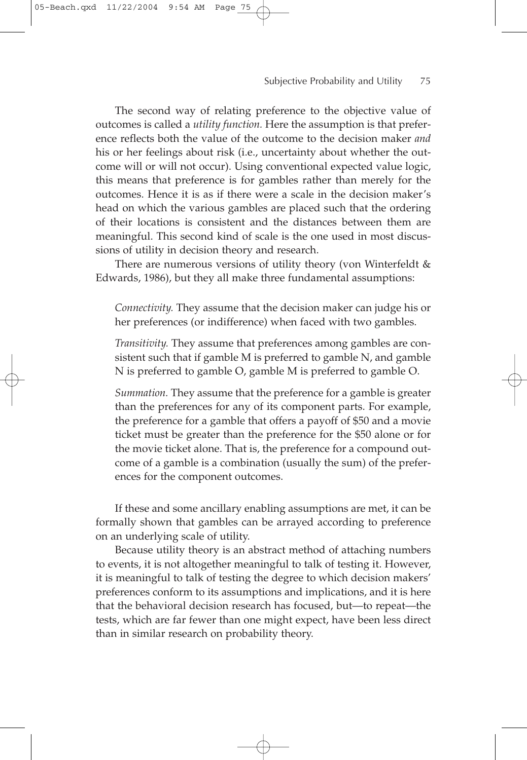The second way of relating preference to the objective value of outcomes is called a *utility function.* Here the assumption is that preference reflects both the value of the outcome to the decision maker *and* his or her feelings about risk (i.e., uncertainty about whether the outcome will or will not occur). Using conventional expected value logic, this means that preference is for gambles rather than merely for the outcomes. Hence it is as if there were a scale in the decision maker's head on which the various gambles are placed such that the ordering of their locations is consistent and the distances between them are meaningful. This second kind of scale is the one used in most discussions of utility in decision theory and research.

There are numerous versions of utility theory (von Winterfeldt & Edwards, 1986), but they all make three fundamental assumptions:

> *Connectivity.* They assume that the decision maker can judge his or her preferences (or indifference) when faced with two gambles.
>
> *Transitivity.* They assume that preferences among gambles are consistent such that if gamble M is preferred to gamble N, and gamble N is preferred to gamble O, gamble M is preferred to gamble O.
>
> *Summation.* They assume that the preference for a gamble is greater than the preferences for any of its component parts. For example, the preference for a gamble that offers a payoff of $50 and a movie ticket must be greater than the preference for the $50 alone or for the movie ticket alone. That is, the preference for a compound outcome of a gamble is a combination (usually the sum) of the preferences for the component outcomes.

If these and some ancillary enabling assumptions are met, it can be formally shown that gambles can be arrayed according to preference on an underlying scale of utility.

Because utility theory is an abstract method of attaching numbers to events, it is not altogether meaningful to talk of testing it. However, it is meaningful to talk of testing the degree to which decision makers' preferences conform to its assumptions and implications, and it is here that the behavioral decision research has focused, but—to repeat—the tests, which are far fewer than one might expect, have been less direct than in similar research on probability theory.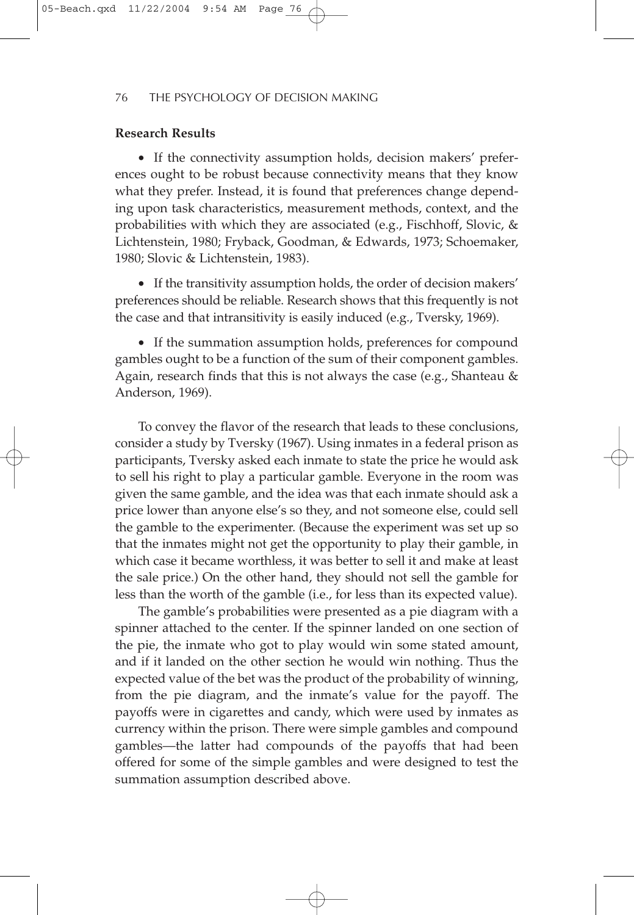**Research Results**

- If the connectivity assumption holds, decision makers' preferences ought to be robust because connectivity means that they know what they prefer. Instead, it is found that preferences change depending upon task characteristics, measurement methods, context, and the probabilities with which they are associated (e.g., Fischhoff, Slovic, & Lichtenstein, 1980; Fryback, Goodman, & Edwards, 1973; Schoemaker, 1980; Slovic & Lichtenstein, 1983).

- If the transitivity assumption holds, the order of decision makers' preferences should be reliable. Research shows that this frequently is not the case and that intransitivity is easily induced (e.g., Tversky, 1969).

- If the summation assumption holds, preferences for compound gambles ought to be a function of the sum of their component gambles. Again, research finds that this is not always the case (e.g., Shanteau & Anderson, 1969).

To convey the flavor of the research that leads to these conclusions, consider a study by Tversky (1967). Using inmates in a federal prison as participants, Tversky asked each inmate to state the price he would ask to sell his right to play a particular gamble. Everyone in the room was given the same gamble, and the idea was that each inmate should ask a price lower than anyone else's so they, and not someone else, could sell the gamble to the experimenter. (Because the experiment was set up so that the inmates might not get the opportunity to play their gamble, in which case it became worthless, it was better to sell it and make at least the sale price.) On the other hand, they should not sell the gamble for less than the worth of the gamble (i.e., for less than its expected value).

The gamble's probabilities were presented as a pie diagram with a spinner attached to the center. If the spinner landed on one section of the pie, the inmate who got to play would win some stated amount, and if it landed on the other section he would win nothing. Thus the expected value of the bet was the product of the probability of winning, from the pie diagram, and the inmate's value for the payoff. The payoffs were in cigarettes and candy, which were used by inmates as currency within the prison. There were simple gambles and compound gambles—the latter had compounds of the payoffs that had been offered for some of the simple gambles and were designed to test the summation assumption described above.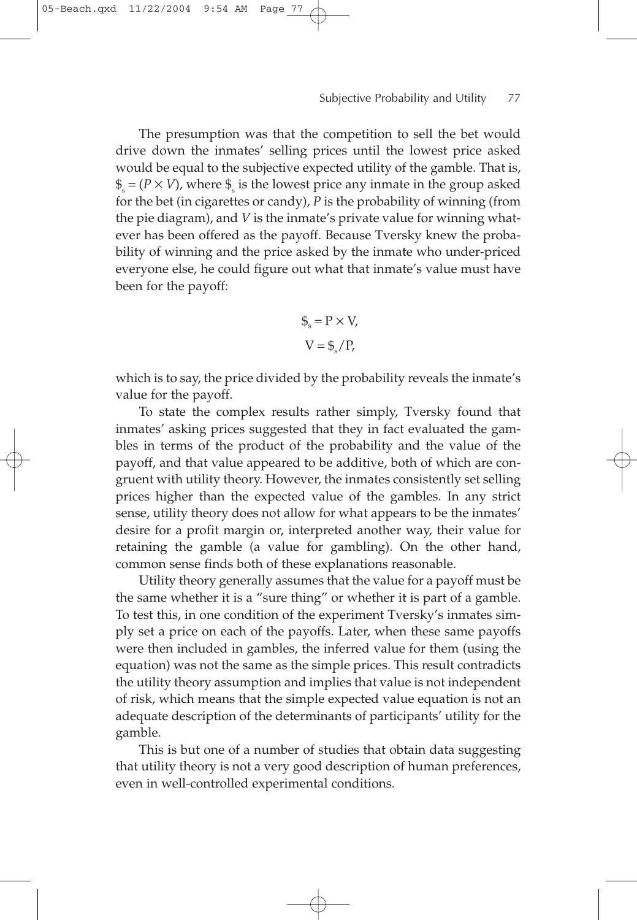The presumption was that the competition to sell the bet would drive down the inmates' selling prices until the lowest price asked would be equal to the subjective expected utility of the gamble. That is, $\$_s = (P \times V)$, where $\$_s$ is the lowest price any inmate in the group asked for the bet (in cigarettes or candy), $P$ is the probability of winning (from the pie diagram), and $V$ is the inmate's private value for winning whatever has been offered as the payoff. Because Tversky knew the probability of winning and the price asked by the inmate who under-priced everyone else, he could figure out what that inmate's value must have been for the payoff:

$$\$_s = P \times V,$$

$$V = \$_s / P,$$

which is to say, the price divided by the probability reveals the inmate's value for the payoff.

To state the complex results rather simply, Tversky found that inmates' asking prices suggested that they in fact evaluated the gambles in terms of the product of the probability and the value of the payoff, and that value appeared to be additive, both of which are congruent with utility theory. However, the inmates consistently set selling prices higher than the expected value of the gambles. In any strict sense, utility theory does not allow for what appears to be the inmates' desire for a profit margin or, interpreted another way, their value for retaining the gamble (a value for gambling). On the other hand, common sense finds both of these explanations reasonable.

Utility theory generally assumes that the value for a payoff must be the same whether it is a "sure thing" or whether it is part of a gamble. To test this, in one condition of the experiment Tversky's inmates simply set a price on each of the payoffs. Later, when these same payoffs were then included in gambles, the inferred value for them (using the equation) was not the same as the simple prices. This result contradicts the utility theory assumption and implies that value is not independent of risk, which means that the simple expected value equation is not an adequate description of the determinants of participants' utility for the gamble.

This is but one of a number of studies that obtain data suggesting that utility theory is not a very good description of human preferences, even in well-controlled experimental conditions.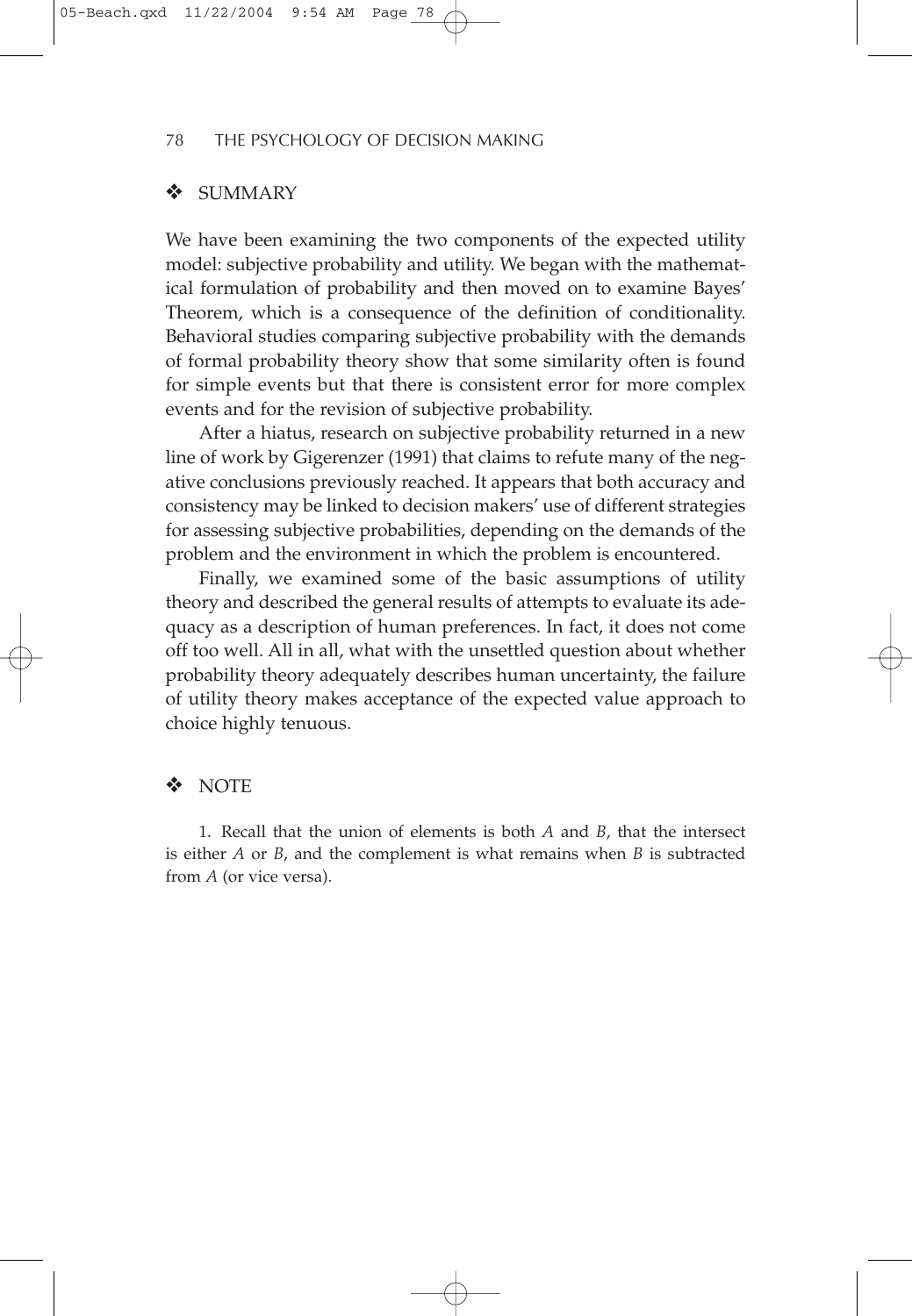## ❖ SUMMARY

We have been examining the two components of the expected utility model: subjective probability and utility. We began with the mathematical formulation of probability and then moved on to examine Bayes' Theorem, which is a consequence of the definition of conditionality. Behavioral studies comparing subjective probability with the demands of formal probability theory show that some similarity often is found for simple events but that there is consistent error for more complex events and for the revision of subjective probability.

After a hiatus, research on subjective probability returned in a new line of work by Gigerenzer (1991) that claims to refute many of the negative conclusions previously reached. It appears that both accuracy and consistency may be linked to decision makers' use of different strategies for assessing subjective probabilities, depending on the demands of the problem and the environment in which the problem is encountered.

Finally, we examined some of the basic assumptions of utility theory and described the general results of attempts to evaluate its adequacy as a description of human preferences. In fact, it does not come off too well. All in all, what with the unsettled question about whether probability theory adequately describes human uncertainty, the failure of utility theory makes acceptance of the expected value approach to choice highly tenuous.

## ❖ NOTE

1. Recall that the union of elements is both $A$ and $B$, that the intersect is either $A$ or $B$, and the complement is what remains when $B$ is subtracted from $A$ (or vice versa).